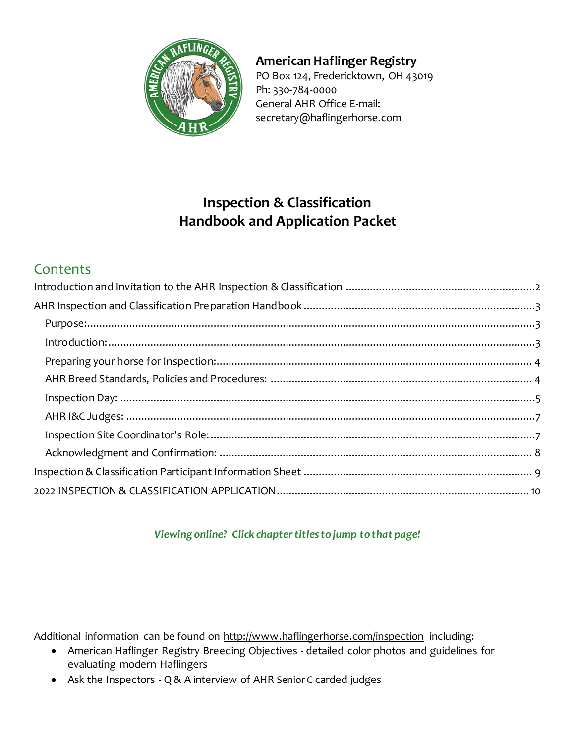**American Haflinger Registry**
PO Box 124, Fredericktown, OH 43019
Ph: 330-784-0000
General AHR Office E-mail:
secretary@haflingerhorse.com

# Inspection & Classification
# Handbook and Application Packet

## Contents

- Introduction and Invitation to the AHR Inspection & Classification .......... 2
- AHR Inspection and Classification Preparation Handbook .......... 3
  - Purpose: .......... 3
  - Introduction: .......... 3
  - Preparing your horse for Inspection: .......... 4
  - AHR Breed Standards, Policies and Procedures: .......... 4
  - Inspection Day: .......... 5
  - AHR I&C Judges: .......... 7
  - Inspection Site Coordinator's Role: .......... 7
  - Acknowledgment and Confirmation: .......... 8
- Inspection & Classification Participant Information Sheet .......... 9
- 2022 INSPECTION & CLASSIFICATION APPLICATION .......... 10

***Viewing online? Click chapter titles to jump to that page!***

Additional information can be found on http://www.haflingerhorse.com/inspection including:

- American Haflinger Registry Breeding Objectives - detailed color photos and guidelines for evaluating modern Haflingers
- Ask the Inspectors - Q & A interview of AHR Senior C carded judges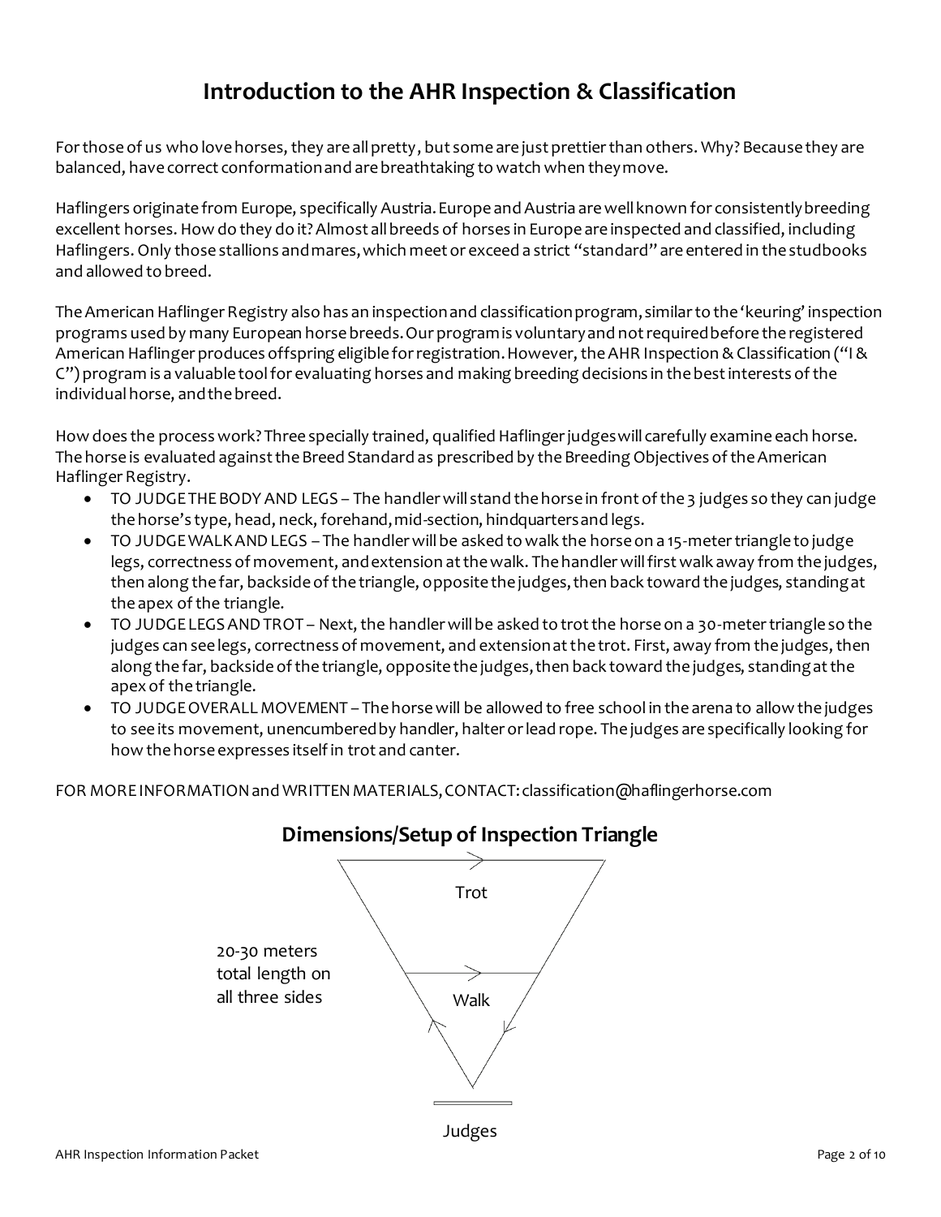# Introduction to the AHR Inspection & Classification

For those of us who love horses, they are all pretty, but some are just prettier than others. Why? Because they are balanced, have correct conformation and are breathtaking to watch when they move.

Haflingers originate from Europe, specifically Austria. Europe and Austria are well known for consistently breeding excellent horses. How do they do it? Almost all breeds of horses in Europe are inspected and classified, including Haflingers. Only those stallions and mares, which meet or exceed a strict "standard" are entered in the studbooks and allowed to breed.

The American Haflinger Registry also has an inspection and classification program, similar to the 'keuring' inspection programs used by many European horse breeds. Our program is voluntary and not required before the registered American Haflinger produces offspring eligible for registration. However, the AHR Inspection & Classification ("I & C") program is a valuable tool for evaluating horses and making breeding decisions in the best interests of the individual horse, and the breed.

How does the process work? Three specially trained, qualified Haflinger judges will carefully examine each horse. The horse is evaluated against the Breed Standard as prescribed by the Breeding Objectives of the American Haflinger Registry.

- TO JUDGE THE BODY AND LEGS – The handler will stand the horse in front of the 3 judges so they can judge the horse's type, head, neck, forehand, mid-section, hindquarters and legs.
- TO JUDGE WALK AND LEGS – The handler will be asked to walk the horse on a 15-meter triangle to judge legs, correctness of movement, and extension at the walk. The handler will first walk away from the judges, then along the far, backside of the triangle, opposite the judges, then back toward the judges, standing at the apex of the triangle.
- TO JUDGE LEGS AND TROT – Next, the handler will be asked to trot the horse on a 30-meter triangle so the judges can see legs, correctness of movement, and extension at the trot. First, away from the judges, then along the far, backside of the triangle, opposite the judges, then back toward the judges, standing at the apex of the triangle.
- TO JUDGE OVERALL MOVEMENT – The horse will be allowed to free school in the arena to allow the judges to see its movement, unencumbered by handler, halter or lead rope. The judges are specifically looking for how the horse expresses itself in trot and canter.

FOR MORE INFORMATION and WRITTEN MATERIALS, CONTACT: classification@haflingerhorse.com

## Dimensions/Setup of Inspection Triangle

Trot

20-30 meters total length on all three sides

Walk

Judges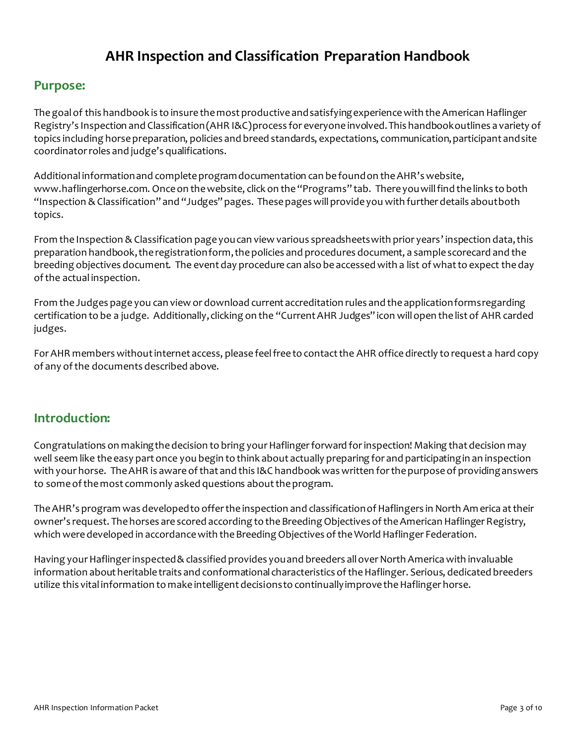# AHR Inspection and Classification Preparation Handbook

## Purpose:

The goal of this handbook is to insure the most productive and satisfying experience with the American Haflinger Registry's Inspection and Classification (AHR I&C) process for everyone involved. This handbook outlines a variety of topics including horse preparation, policies and breed standards, expectations, communication, participant and site coordinator roles and judge's qualifications.

Additional information and complete program documentation can be found on the AHR's website, www.haflingerhorse.com. Once on the website, click on the "Programs" tab. There you will find the links to both "Inspection & Classification" and "Judges" pages. These pages will provide you with further details about both topics.

From the Inspection & Classification page you can view various spreadsheets with prior years' inspection data, this preparation handbook, the registration form, the policies and procedures document, a sample scorecard and the breeding objectives document. The event day procedure can also be accessed with a list of what to expect the day of the actual inspection.

From the Judges page you can view or download current accreditation rules and the application forms regarding certification to be a judge. Additionally, clicking on the "Current AHR Judges" icon will open the list of AHR carded judges.

For AHR members without internet access, please feel free to contact the AHR office directly to request a hard copy of any of the documents described above.

## Introduction:

Congratulations on making the decision to bring your Haflinger forward for inspection! Making that decision may well seem like the easy part once you begin to think about actually preparing for and participating in an inspection with your horse. The AHR is aware of that and this I&C handbook was written for the purpose of providing answers to some of the most commonly asked questions about the program.

The AHR's program was developed to offer the inspection and classification of Haflingers in North America at their owner's request. The horses are scored according to the Breeding Objectives of the American Haflinger Registry, which were developed in accordance with the Breeding Objectives of the World Haflinger Federation.

Having your Haflinger inspected & classified provides you and breeders all over North America with invaluable information about heritable traits and conformational characteristics of the Haflinger. Serious, dedicated breeders utilize this vital information to make intelligent decisions to continually improve the Haflinger horse.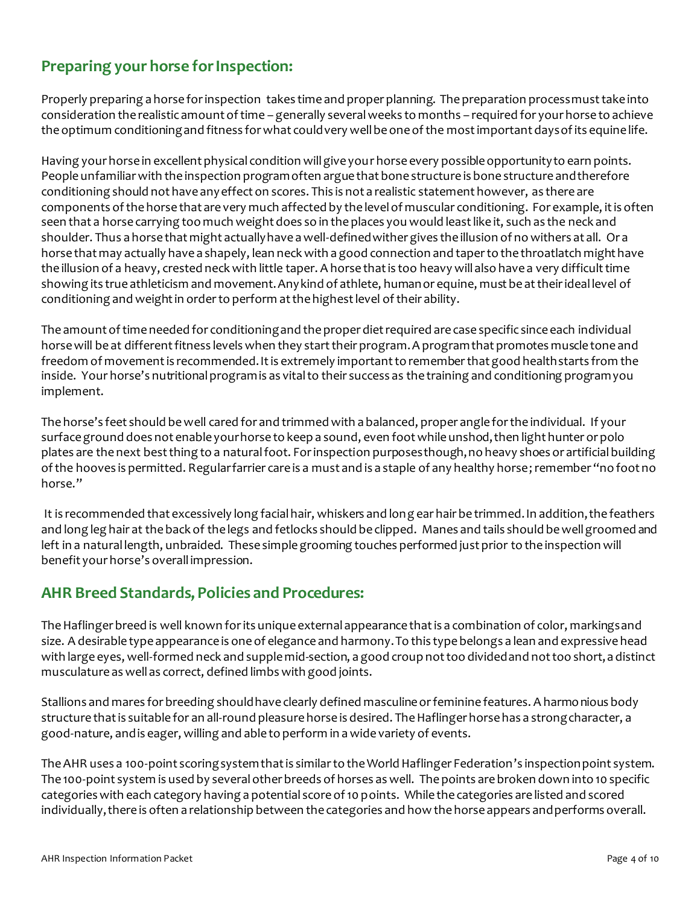## Preparing your horse for Inspection:

Properly preparing a horse for inspection takes time and proper planning. The preparation process must take into consideration the realistic amount of time – generally several weeks to months – required for your horse to achieve the optimum conditioning and fitness for what could very well be one of the most important days of its equine life.

Having your horse in excellent physical condition will give your horse every possible opportunity to earn points. People unfamiliar with the inspection program often argue that bone structure is bone structure and therefore conditioning should not have any effect on scores. This is not a realistic statement however, as there are components of the horse that are very much affected by the level of muscular conditioning. For example, it is often seen that a horse carrying too much weight does so in the places you would least like it, such as the neck and shoulder. Thus a horse that might actually have a well-defined wither gives the illusion of no withers at all. Or a horse that may actually have a shapely, lean neck with a good connection and taper to the throatlatch might have the illusion of a heavy, crested neck with little taper. A horse that is too heavy will also have a very difficult time showing its true athleticism and movement. Any kind of athlete, human or equine, must be at their ideal level of conditioning and weight in order to perform at the highest level of their ability.

The amount of time needed for conditioning and the proper diet required are case specific since each individual horse will be at different fitness levels when they start their program. A program that promotes muscle tone and freedom of movement is recommended. It is extremely important to remember that good health starts from the inside. Your horse's nutritional program is as vital to their success as the training and conditioning program you implement.

The horse's feet should be well cared for and trimmed with a balanced, proper angle for the individual. If your surface ground does not enable your horse to keep a sound, even foot while unshod, then light hunter or polo plates are the next best thing to a natural foot. For inspection purposes though, no heavy shoes or artificial building of the hooves is permitted. Regular farrier care is a must and is a staple of any healthy horse; remember "no foot no horse."

It is recommended that excessively long facial hair, whiskers and long ear hair be trimmed. In addition, the feathers and long leg hair at the back of the legs and fetlocks should be clipped. Manes and tails should be well groomed and left in a natural length, unbraided. These simple grooming touches performed just prior to the inspection will benefit your horse's overall impression.

## AHR Breed Standards, Policies and Procedures:

The Haflinger breed is well known for its unique external appearance that is a combination of color, markings and size. A desirable type appearance is one of elegance and harmony. To this type belongs a lean and expressive head with large eyes, well-formed neck and supple mid-section, a good croup not too divided and not too short, a distinct musculature as well as correct, defined limbs with good joints.

Stallions and mares for breeding should have clearly defined masculine or feminine features. A harmonious body structure that is suitable for an all-round pleasure horse is desired. The Haflinger horse has a strong character, a good-nature, and is eager, willing and able to perform in a wide variety of events.

The AHR uses a 100-point scoring system that is similar to the World Haflinger Federation's inspection point system. The 100-point system is used by several other breeds of horses as well. The points are broken down into 10 specific categories with each category having a potential score of 10 points. While the categories are listed and scored individually, there is often a relationship between the categories and how the horse appears and performs overall.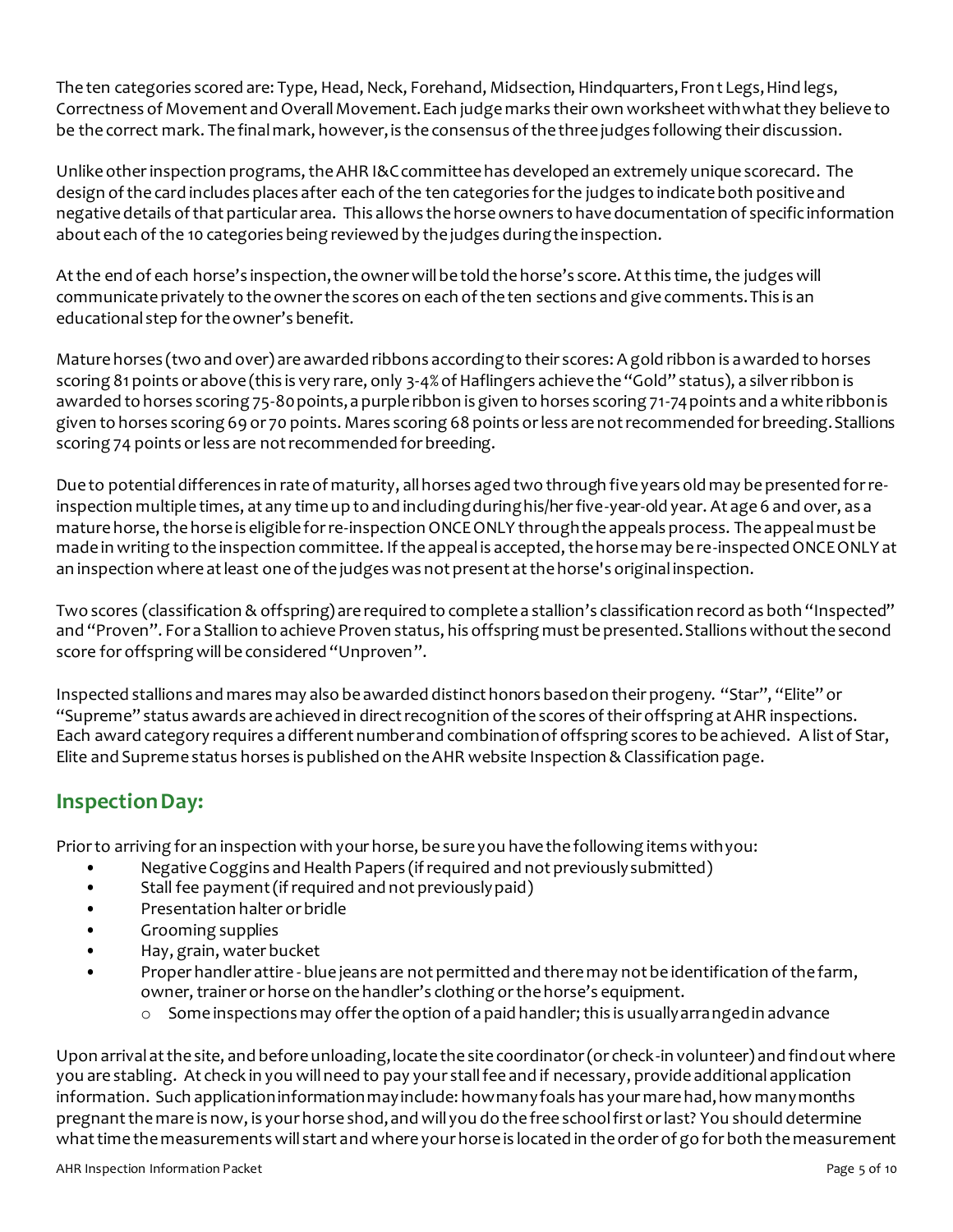The ten categories scored are: Type, Head, Neck, Forehand, Midsection, Hindquarters, Front Legs, Hind legs, Correctness of Movement and Overall Movement. Each judge marks their own worksheet with what they believe to be the correct mark. The final mark, however, is the consensus of the three judges following their discussion.

Unlike other inspection programs, the AHR I&C committee has developed an extremely unique scorecard. The design of the card includes places after each of the ten categories for the judges to indicate both positive and negative details of that particular area. This allows the horse owners to have documentation of specific information about each of the 10 categories being reviewed by the judges during the inspection.

At the end of each horse's inspection, the owner will be told the horse's score. At this time, the judges will communicate privately to the owner the scores on each of the ten sections and give comments. This is an educational step for the owner's benefit.

Mature horses (two and over) are awarded ribbons according to their scores: A gold ribbon is awarded to horses scoring 81 points or above (this is very rare, only 3-4% of Haflingers achieve the "Gold" status), a silver ribbon is awarded to horses scoring 75-80 points, a purple ribbon is given to horses scoring 71-74 points and a white ribbon is given to horses scoring 69 or 70 points. Mares scoring 68 points or less are not recommended for breeding. Stallions scoring 74 points or less are not recommended for breeding.

Due to potential differences in rate of maturity, all horses aged two through five years old may be presented for re-inspection multiple times, at any time up to and including during his/her five-year-old year. At age 6 and over, as a mature horse, the horse is eligible for re-inspection ONCE ONLY through the appeals process. The appeal must be made in writing to the inspection committee. If the appeal is accepted, the horse may be re-inspected ONCE ONLY at an inspection where at least one of the judges was not present at the horse's original inspection.

Two scores (classification & offspring) are required to complete a stallion's classification record as both "Inspected" and "Proven". For a Stallion to achieve Proven status, his offspring must be presented. Stallions without the second score for offspring will be considered "Unproven".

Inspected stallions and mares may also be awarded distinct honors based on their progeny. "Star", "Elite" or "Supreme" status awards are achieved in direct recognition of the scores of their offspring at AHR inspections. Each award category requires a different number and combination of offspring scores to be achieved. A list of Star, Elite and Supreme status horses is published on the AHR website Inspection & Classification page.

## Inspection Day:

Prior to arriving for an inspection with your horse, be sure you have the following items with you:

- Negative Coggins and Health Papers (if required and not previously submitted)
- Stall fee payment (if required and not previously paid)
- Presentation halter or bridle
- Grooming supplies
- Hay, grain, water bucket
- Proper handler attire - blue jeans are not permitted and there may not be identification of the farm, owner, trainer or horse on the handler's clothing or the horse's equipment.
    - Some inspections may offer the option of a paid handler; this is usually arranged in advance

Upon arrival at the site, and before unloading, locate the site coordinator (or check-in volunteer) and find out where you are stabling. At check in you will need to pay your stall fee and if necessary, provide additional application information. Such application information may include: how many foals has your mare had, how many months pregnant the mare is now, is your horse shod, and will you do the free school first or last? You should determine what time the measurements will start and where your horse is located in the order of go for both the measurement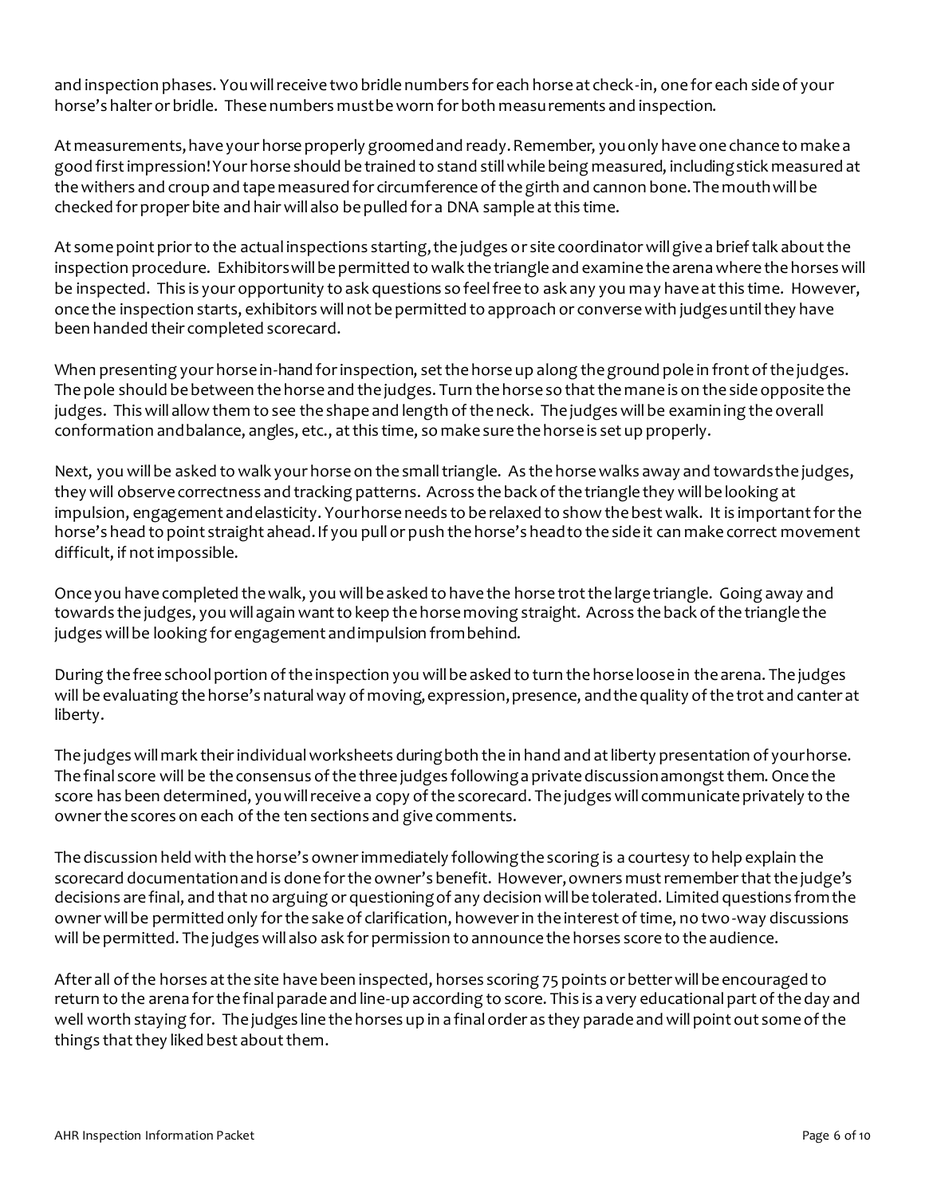and inspection phases. You will receive two bridle numbers for each horse at check-in, one for each side of your horse's halter or bridle. These numbers must be worn for both measurements and inspection.

At measurements, have your horse properly groomed and ready. Remember, you only have one chance to make a good first impression! Your horse should be trained to stand still while being measured, including stick measured at the withers and croup and tape measured for circumference of the girth and cannon bone. The mouth will be checked for proper bite and hair will also be pulled for a DNA sample at this time.

At some point prior to the actual inspections starting, the judges or site coordinator will give a brief talk about the inspection procedure. Exhibitors will be permitted to walk the triangle and examine the arena where the horses will be inspected. This is your opportunity to ask questions so feel free to ask any you may have at this time. However, once the inspection starts, exhibitors will not be permitted to approach or converse with judges until they have been handed their completed scorecard.

When presenting your horse in-hand for inspection, set the horse up along the ground pole in front of the judges. The pole should be between the horse and the judges. Turn the horse so that the mane is on the side opposite the judges. This will allow them to see the shape and length of the neck. The judges will be examining the overall conformation and balance, angles, etc., at this time, so make sure the horse is set up properly.

Next, you will be asked to walk your horse on the small triangle. As the horse walks away and towards the judges, they will observe correctness and tracking patterns. Across the back of the triangle they will be looking at impulsion, engagement and elasticity. Your horse needs to be relaxed to show the best walk. It is important for the horse's head to point straight ahead. If you pull or push the horse's head to the side it can make correct movement difficult, if not impossible.

Once you have completed the walk, you will be asked to have the horse trot the large triangle. Going away and towards the judges, you will again want to keep the horse moving straight. Across the back of the triangle the judges will be looking for engagement and impulsion from behind.

During the free school portion of the inspection you will be asked to turn the horse loose in the arena. The judges will be evaluating the horse's natural way of moving, expression, presence, and the quality of the trot and canter at liberty.

The judges will mark their individual worksheets during both the in hand and at liberty presentation of your horse. The final score will be the consensus of the three judges following a private discussion amongst them. Once the score has been determined, you will receive a copy of the scorecard. The judges will communicate privately to the owner the scores on each of the ten sections and give comments.

The discussion held with the horse's owner immediately following the scoring is a courtesy to help explain the scorecard documentation and is done for the owner's benefit. However, owners must remember that the judge's decisions are final, and that no arguing or questioning of any decision will be tolerated. Limited questions from the owner will be permitted only for the sake of clarification, however in the interest of time, no two-way discussions will be permitted. The judges will also ask for permission to announce the horses score to the audience.

After all of the horses at the site have been inspected, horses scoring 75 points or better will be encouraged to return to the arena for the final parade and line-up according to score. This is a very educational part of the day and well worth staying for. The judges line the horses up in a final order as they parade and will point out some of the things that they liked best about them.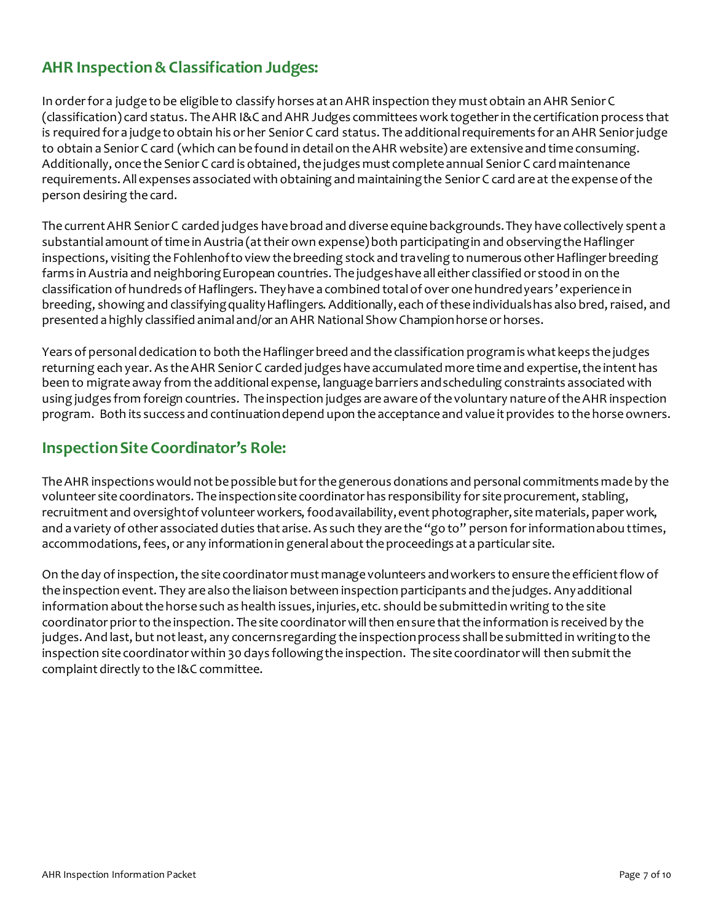## AHR Inspection & Classification Judges:

In order for a judge to be eligible to classify horses at an AHR inspection they must obtain an AHR Senior C (classification) card status. The AHR I&C and AHR Judges committees work together in the certification process that is required for a judge to obtain his or her Senior C card status. The additional requirements for an AHR Senior judge to obtain a Senior C card (which can be found in detail on the AHR website) are extensive and time consuming. Additionally, once the Senior C card is obtained, the judges must complete annual Senior C card maintenance requirements. All expenses associated with obtaining and maintaining the Senior C card are at the expense of the person desiring the card.

The current AHR Senior C carded judges have broad and diverse equine backgrounds. They have collectively spent a substantial amount of time in Austria (at their own expense) both participating in and observing the Haflinger inspections, visiting the Fohlenhof to view the breeding stock and traveling to numerous other Haflinger breeding farms in Austria and neighboring European countries. The judges have all either classified or stood in on the classification of hundreds of Haflingers. They have a combined total of over one hundred years' experience in breeding, showing and classifying quality Haflingers. Additionally, each of these individuals has also bred, raised, and presented a highly classified animal and/or an AHR National Show Champion horse or horses.

Years of personal dedication to both the Haflinger breed and the classification program is what keeps the judges returning each year. As the AHR Senior C carded judges have accumulated more time and expertise, the intent has been to migrate away from the additional expense, language barriers and scheduling constraints associated with using judges from foreign countries. The inspection judges are aware of the voluntary nature of the AHR inspection program. Both its success and continuation depend upon the acceptance and value it provides to the horse owners.

## Inspection Site Coordinator's Role:

The AHR inspections would not be possible but for the generous donations and personal commitments made by the volunteer site coordinators. The inspection site coordinator has responsibility for site procurement, stabling, recruitment and oversight of volunteer workers, food availability, event photographer, site materials, paper work, and a variety of other associated duties that arise. As such they are the "go to" person for information abou ttimes, accommodations, fees, or any information in general about the proceedings at a particular site.

On the day of inspection, the site coordinator must manage volunteers and workers to ensure the efficient flow of the inspection event. They are also the liaison between inspection participants and the judges. Any additional information about the horse such as health issues, injuries, etc. should be submitted in writing to the site coordinator prior to the inspection. The site coordinator will then ensure that the information is received by the judges. And last, but not least, any concerns regarding the inspection process shall be submitted in writing to the inspection site coordinator within 30 days following the inspection. The site coordinator will then submit the complaint directly to the I&C committee.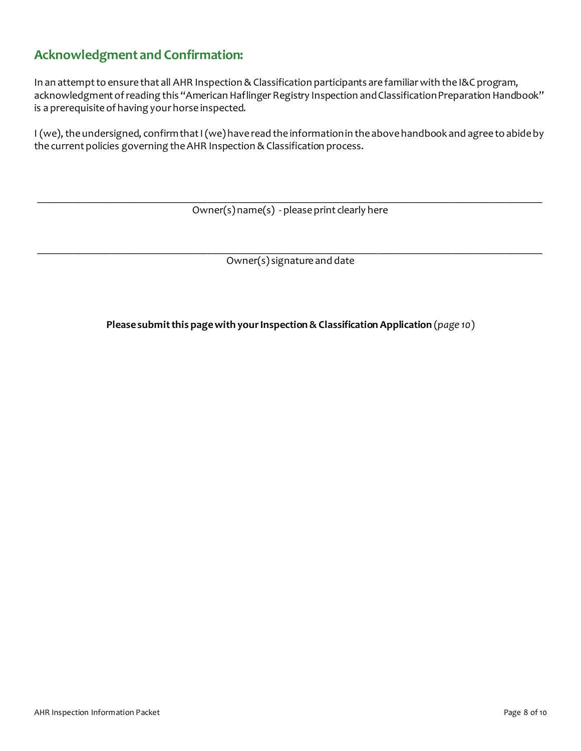## Acknowledgment and Confirmation:

In an attempt to ensure that all AHR Inspection & Classification participants are familiar with the I&C program, acknowledgment of reading this "American Haflinger Registry Inspection and Classification Preparation Handbook" is a prerequisite of having your horse inspected.

I (we), the undersigned, confirm that I (we) have read the information in the above handbook and agree to abide by the current policies governing the AHR Inspection & Classification process.

\_\_\_\_\_\_\_\_\_\_\_\_\_\_\_\_\_\_\_\_\_\_\_\_\_\_\_\_\_\_\_\_\_\_\_\_\_\_\_\_\_\_\_\_\_\_\_\_\_\_\_\_\_\_\_\_\_\_\_\_\_\_\_\_\_\_\_\_\_\_\_\_\_\_\_\_\_\_

Owner(s) name(s) - please print clearly here

\_\_\_\_\_\_\_\_\_\_\_\_\_\_\_\_\_\_\_\_\_\_\_\_\_\_\_\_\_\_\_\_\_\_\_\_\_\_\_\_\_\_\_\_\_\_\_\_\_\_\_\_\_\_\_\_\_\_\_\_\_\_\_\_\_\_\_\_\_\_\_\_\_\_\_\_\_\_

Owner(s) signature and date

**Please submit this page with your Inspection & Classification Application** (*page 10*)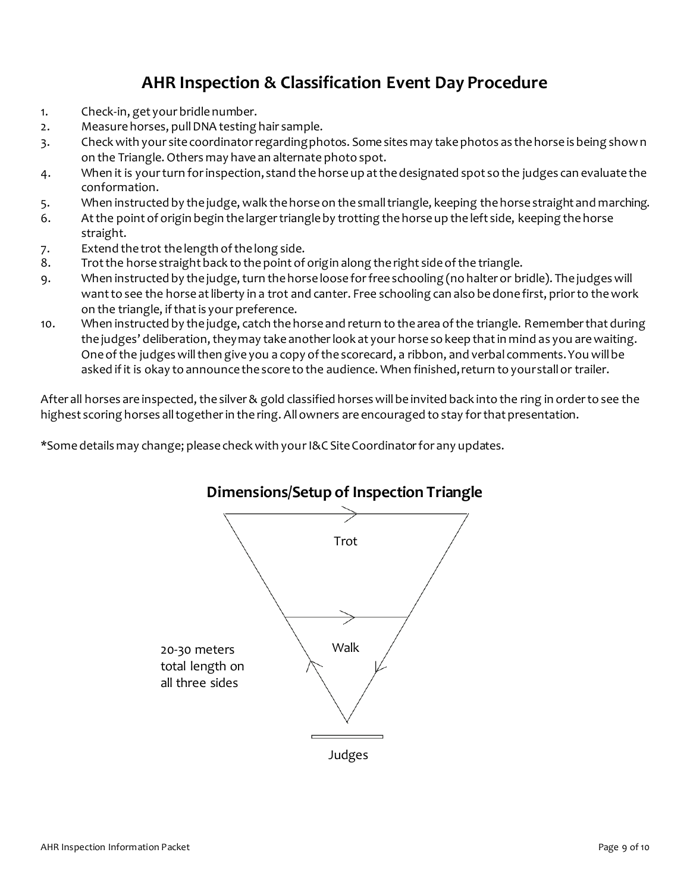# AHR Inspection & Classification Event Day Procedure

1. Check-in, get your bridle number.
2. Measure horses, pull DNA testing hair sample.
3. Check with your site coordinator regarding photos. Some sites may take photos as the horse is being shown on the Triangle. Others may have an alternate photo spot.
4. When it is your turn for inspection, stand the horse up at the designated spot so the judges can evaluate the conformation.
5. When instructed by the judge, walk the horse on the small triangle, keeping the horse straight and marching.
6. At the point of origin begin the larger triangle by trotting the horse up the left side, keeping the horse straight.
7. Extend the trot the length of the long side.
8. Trot the horse straight back to the point of origin along the right side of the triangle.
9. When instructed by the judge, turn the horse loose for free schooling (no halter or bridle). The judges will want to see the horse at liberty in a trot and canter. Free schooling can also be done first, prior to the work on the triangle, if that is your preference.
10. When instructed by the judge, catch the horse and return to the area of the triangle. Remember that during the judges' deliberation, they may take another look at your horse so keep that in mind as you are waiting. One of the judges will then give you a copy of the scorecard, a ribbon, and verbal comments. You will be asked if it is okay to announce the score to the audience. When finished, return to your stall or trailer.

After all horses are inspected, the silver & gold classified horses will be invited back into the ring in order to see the highest scoring horses all together in the ring. All owners are encouraged to stay for that presentation.

*Some details may change; please check with your I&C Site Coordinator for any updates.

## Dimensions/Setup of Inspection Triangle

Trot

Walk

20-30 meters total length on all three sides

Judges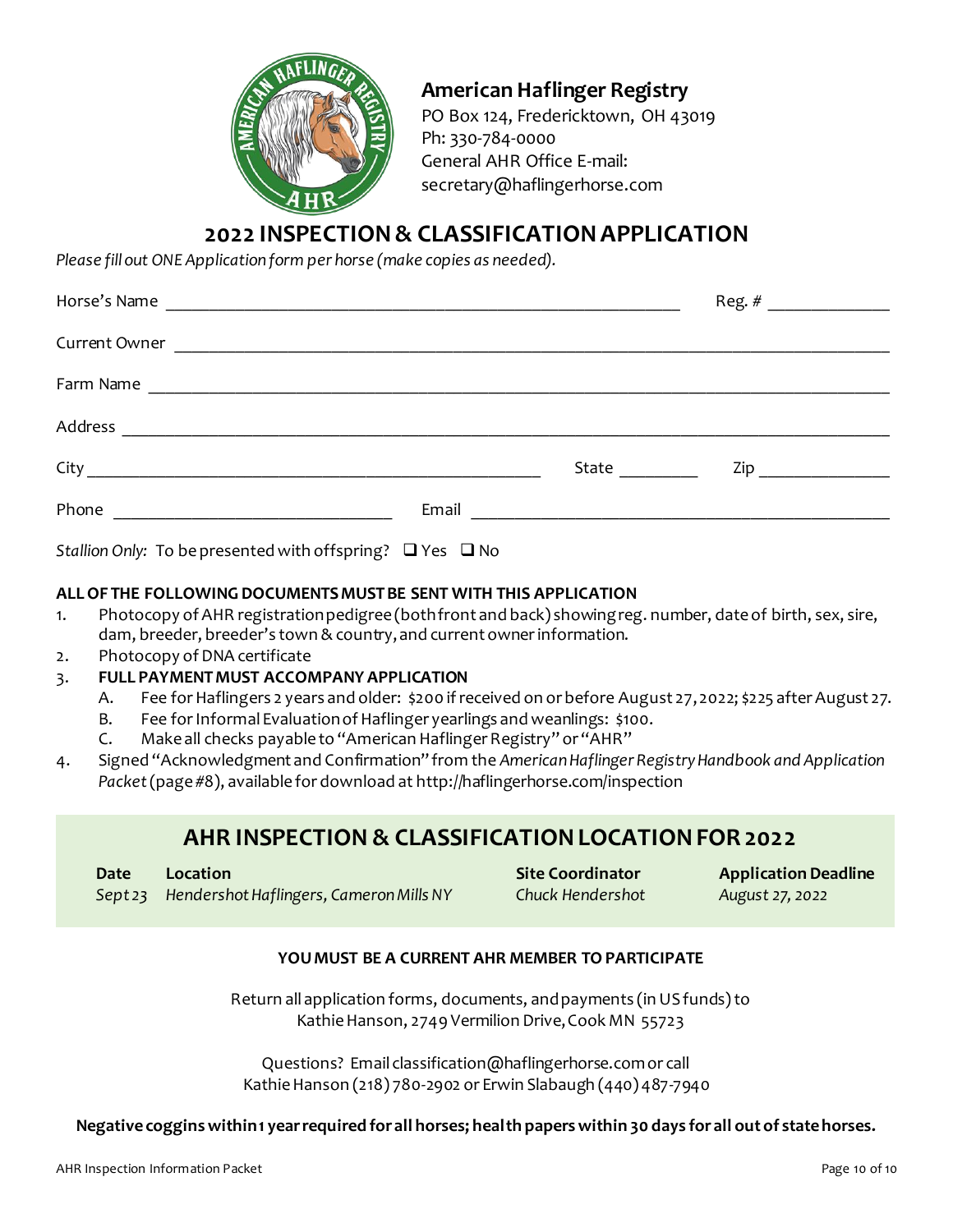**American Haflinger Registry**
PO Box 124, Fredericktown, OH 43019
Ph: 330-784-0000
General AHR Office E-mail:
secretary@haflingerhorse.com

# 2022 INSPECTION & CLASSIFICATION APPLICATION

*Please fill out ONE Application form per horse (make copies as needed).*

Horse's Name ______________________________________________ Reg. # ____________

Current Owner ____________________________________________________________

Farm Name _______________________________________________________________

Address _________________________________________________________________

City ______________________________________ State _________ Zip ______________

Phone ___________________________ Email ______________________________________

*Stallion Only:* To be presented with offspring? ❑ Yes ❑ No

**ALL OF THE FOLLOWING DOCUMENTS MUST BE SENT WITH THIS APPLICATION**

1. Photocopy of AHR registration pedigree (both front and back) showing reg. number, date of birth, sex, sire, dam, breeder, breeder's town & country, and current owner information.
2. Photocopy of DNA certificate
3. **FULL PAYMENT MUST ACCOMPANY APPLICATION**
   - A. Fee for Haflingers 2 years and older: $200 if received on or before August 27, 2022; $225 after August 27.
   - B. Fee for Informal Evaluation of Haflinger yearlings and weanlings: $100.
   - C. Make all checks payable to "American Haflinger Registry" or "AHR"
4. Signed "Acknowledgment and Confirmation" from the *American Haflinger Registry Handbook and Application Packet* (page #8), available for download at http://haflingerhorse.com/inspection

## AHR INSPECTION & CLASSIFICATION LOCATION FOR 2022

| Date | Location | Site Coordinator | Application Deadline |
|---|---|---|---|
| *Sept 23* | *Hendershot Haflingers, Cameron Mills NY* | *Chuck Hendershot* | *August 27, 2022* |

**YOU MUST BE A CURRENT AHR MEMBER TO PARTICIPATE**

Return all application forms, documents, and payments (in US funds) to
Kathie Hanson, 2749 Vermilion Drive, Cook MN 55723

Questions? Email classification@haflingerhorse.com or call
Kathie Hanson (218) 780-2902 or Erwin Slabaugh (440) 487-7940

**Negative coggins within 1 year required for all horses; health papers within 30 days for all out of state horses.**